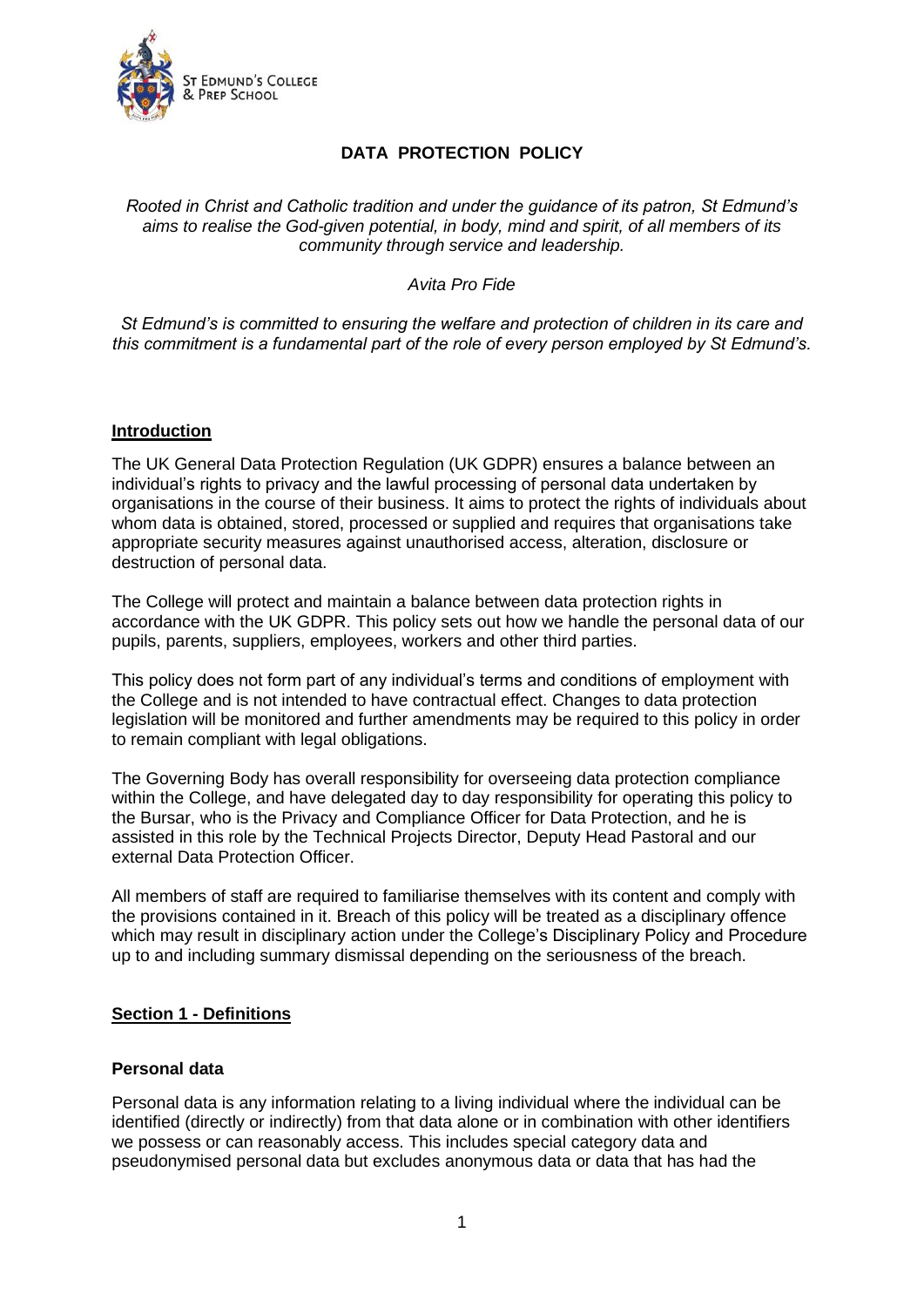# DATA PROTECTION POLICY

*Rooted in Christ and Catholic tradition and under the guidance of its patron, St Edmund's aims to realise the God-given potential, in body, mind and spirit, of all members of its community through service and leadership.*

*Avita Pro Fide*

*St Edmund's is committed to ensuring the welfare and protection of children in its care and this commitment is a fundamental part of the role of every person employed by St Edmund's.*

## Introduction

The UK General Data Protection Regulation (UK GDPR) ensures a balance between an individual's rights to privacy and the lawful processing of personal data undertaken by organisations in the course of their business. It aims to protect the rights of individuals about whom data is obtained, stored, processed or supplied and requires that organisations take appropriate security measures against unauthorised access, alteration, disclosure or destruction of personal data.

The College will protect and maintain a balance between data protection rights in accordance with the UK GDPR. This policy sets out how we handle the personal data of our pupils, parents, suppliers, employees, workers and other third parties.

This policy does not form part of any individual's terms and conditions of employment with the College and is not intended to have contractual effect. Changes to data protection legislation will be monitored and further amendments may be required to this policy in order to remain compliant with legal obligations.

The Governing Body has overall responsibility for overseeing data protection compliance within the College, and have delegated day to day responsibility for operating this policy to the Bursar, who is the Privacy and Compliance Officer for Data Protection, and he is assisted in this role by the Technical Projects Director, Deputy Head Pastoral and our external Data Protection Officer.

All members of staff are required to familiarise themselves with its content and comply with the provisions contained in it. Breach of this policy will be treated as a disciplinary offence which may result in disciplinary action under the College's Disciplinary Policy and Procedure up to and including summary dismissal depending on the seriousness of the breach.

## Section 1 - Definitions

### Personal data

Personal data is any information relating to a living individual where the individual can be identified (directly or indirectly) from that data alone or in combination with other identifiers we possess or can reasonably access. This includes special category data and pseudonymised personal data but excludes anonymous data or data that has had the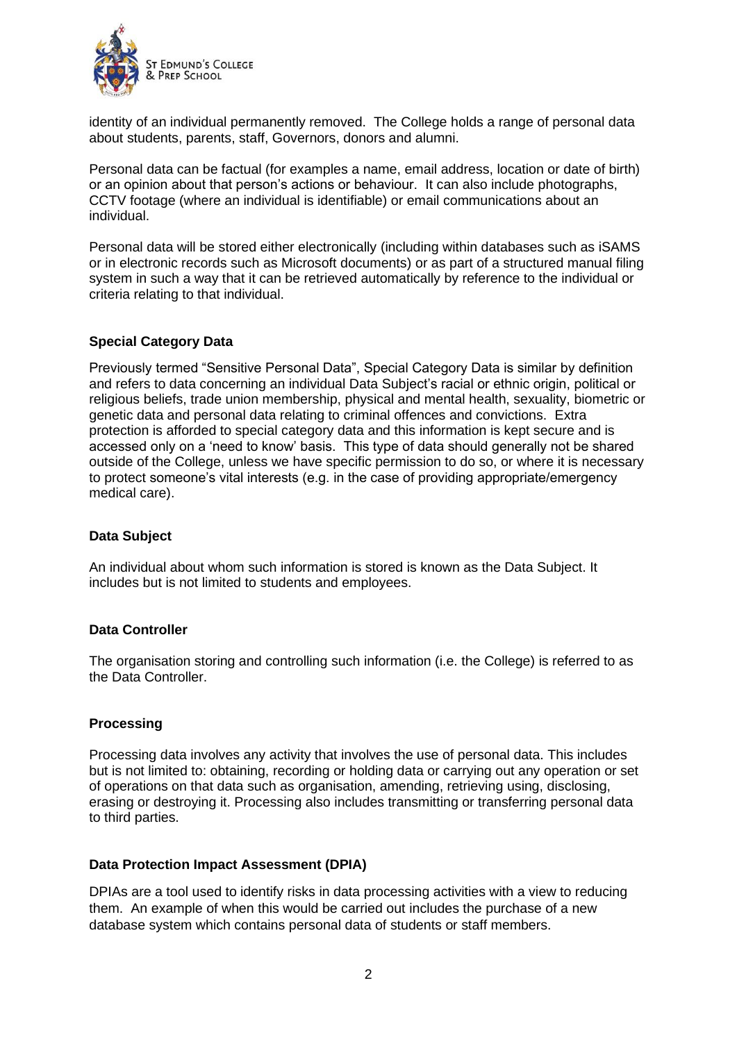identity of an individual permanently removed. The College holds a range of personal data about students, parents, staff, Governors, donors and alumni.

Personal data can be factual (for examples a name, email address, location or date of birth) or an opinion about that person's actions or behaviour. It can also include photographs, CCTV footage (where an individual is identifiable) or email communications about an individual.

Personal data will be stored either electronically (including within databases such as iSAMS or in electronic records such as Microsoft documents) or as part of a structured manual filing system in such a way that it can be retrieved automatically by reference to the individual or criteria relating to that individual.

**Special Category Data**

Previously termed "Sensitive Personal Data", Special Category Data is similar by definition and refers to data concerning an individual Data Subject's racial or ethnic origin, political or religious beliefs, trade union membership, physical and mental health, sexuality, biometric or genetic data and personal data relating to criminal offences and convictions. Extra protection is afforded to special category data and this information is kept secure and is accessed only on a 'need to know' basis. This type of data should generally not be shared outside of the College, unless we have specific permission to do so, or where it is necessary to protect someone's vital interests (e.g. in the case of providing appropriate/emergency medical care).

**Data Subject**

An individual about whom such information is stored is known as the Data Subject. It includes but is not limited to students and employees.

**Data Controller**

The organisation storing and controlling such information (i.e. the College) is referred to as the Data Controller.

**Processing**

Processing data involves any activity that involves the use of personal data. This includes but is not limited to: obtaining, recording or holding data or carrying out any operation or set of operations on that data such as organisation, amending, retrieving using, disclosing, erasing or destroying it. Processing also includes transmitting or transferring personal data to third parties.

**Data Protection Impact Assessment (DPIA)**

DPIAs are a tool used to identify risks in data processing activities with a view to reducing them. An example of when this would be carried out includes the purchase of a new database system which contains personal data of students or staff members.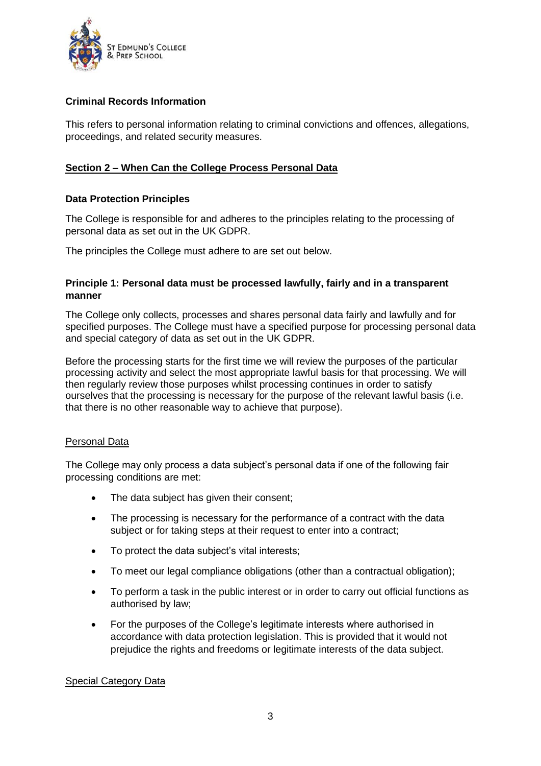**Criminal Records Information**

This refers to personal information relating to criminal convictions and offences, allegations, proceedings, and related security measures.

## Section 2 – When Can the College Process Personal Data

### Data Protection Principles

The College is responsible for and adheres to the principles relating to the processing of personal data as set out in the UK GDPR.

The principles the College must adhere to are set out below.

### Principle 1: Personal data must be processed lawfully, fairly and in a transparent manner

The College only collects, processes and shares personal data fairly and lawfully and for specified purposes. The College must have a specified purpose for processing personal data and special category of data as set out in the UK GDPR.

Before the processing starts for the first time we will review the purposes of the particular processing activity and select the most appropriate lawful basis for that processing. We will then regularly review those purposes whilst processing continues in order to satisfy ourselves that the processing is necessary for the purpose of the relevant lawful basis (i.e. that there is no other reasonable way to achieve that purpose).

Personal Data

The College may only process a data subject's personal data if one of the following fair processing conditions are met:

- The data subject has given their consent;
- The processing is necessary for the performance of a contract with the data subject or for taking steps at their request to enter into a contract;
- To protect the data subject's vital interests;
- To meet our legal compliance obligations (other than a contractual obligation);
- To perform a task in the public interest or in order to carry out official functions as authorised by law;
- For the purposes of the College's legitimate interests where authorised in accordance with data protection legislation. This is provided that it would not prejudice the rights and freedoms or legitimate interests of the data subject.

Special Category Data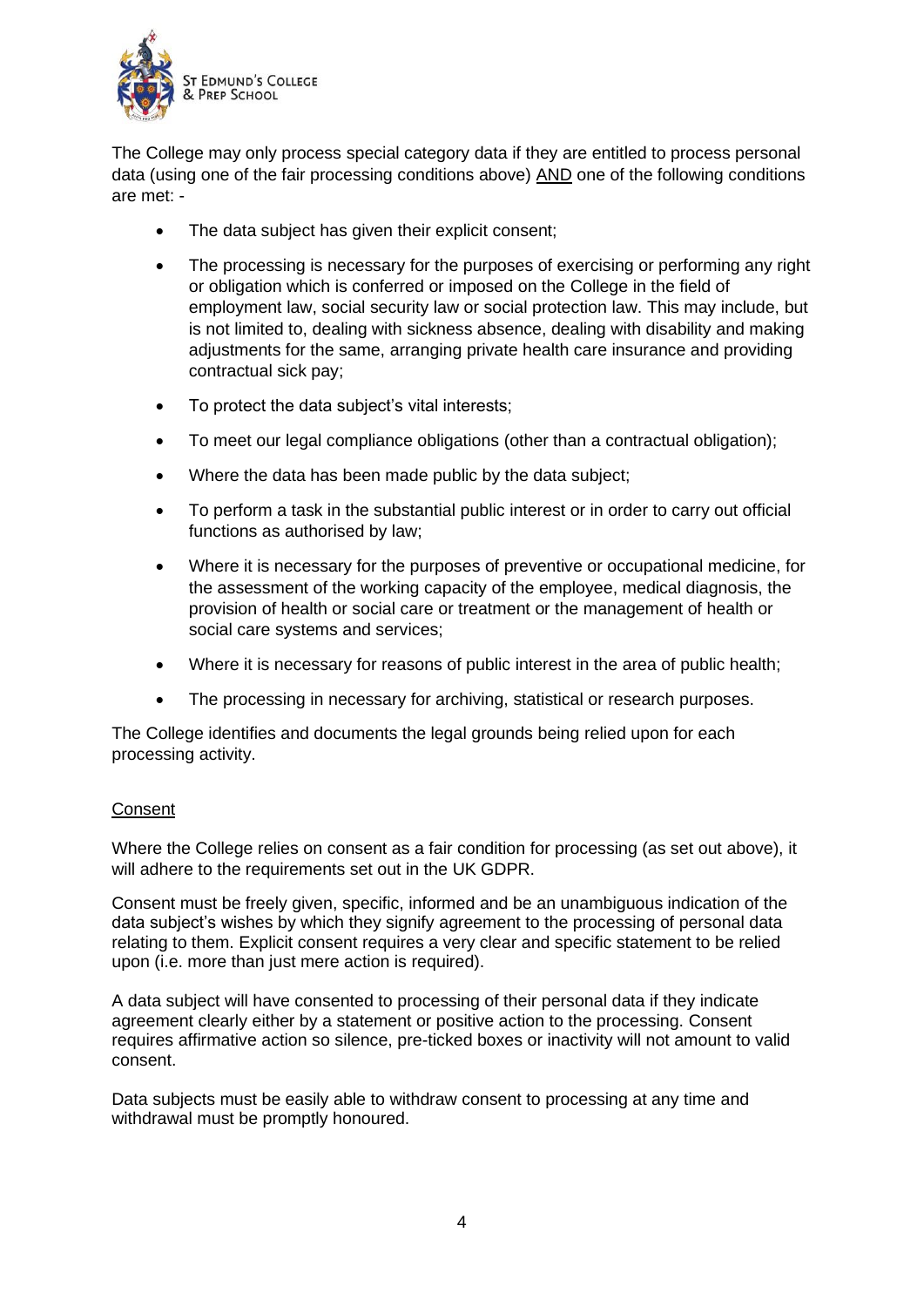The College may only process special category data if they are entitled to process personal data (using one of the fair processing conditions above) <u>AND</u> one of the following conditions are met: -

- The data subject has given their explicit consent;
- The processing is necessary for the purposes of exercising or performing any right or obligation which is conferred or imposed on the College in the field of employment law, social security law or social protection law. This may include, but is not limited to, dealing with sickness absence, dealing with disability and making adjustments for the same, arranging private health care insurance and providing contractual sick pay;
- To protect the data subject's vital interests;
- To meet our legal compliance obligations (other than a contractual obligation);
- Where the data has been made public by the data subject;
- To perform a task in the substantial public interest or in order to carry out official functions as authorised by law;
- Where it is necessary for the purposes of preventive or occupational medicine, for the assessment of the working capacity of the employee, medical diagnosis, the provision of health or social care or treatment or the management of health or social care systems and services;
- Where it is necessary for reasons of public interest in the area of public health;
- The processing in necessary for archiving, statistical or research purposes.

The College identifies and documents the legal grounds being relied upon for each processing activity.

<u>Consent</u>

Where the College relies on consent as a fair condition for processing (as set out above), it will adhere to the requirements set out in the UK GDPR.

Consent must be freely given, specific, informed and be an unambiguous indication of the data subject's wishes by which they signify agreement to the processing of personal data relating to them. Explicit consent requires a very clear and specific statement to be relied upon (i.e. more than just mere action is required).

A data subject will have consented to processing of their personal data if they indicate agreement clearly either by a statement or positive action to the processing. Consent requires affirmative action so silence, pre-ticked boxes or inactivity will not amount to valid consent.

Data subjects must be easily able to withdraw consent to processing at any time and withdrawal must be promptly honoured.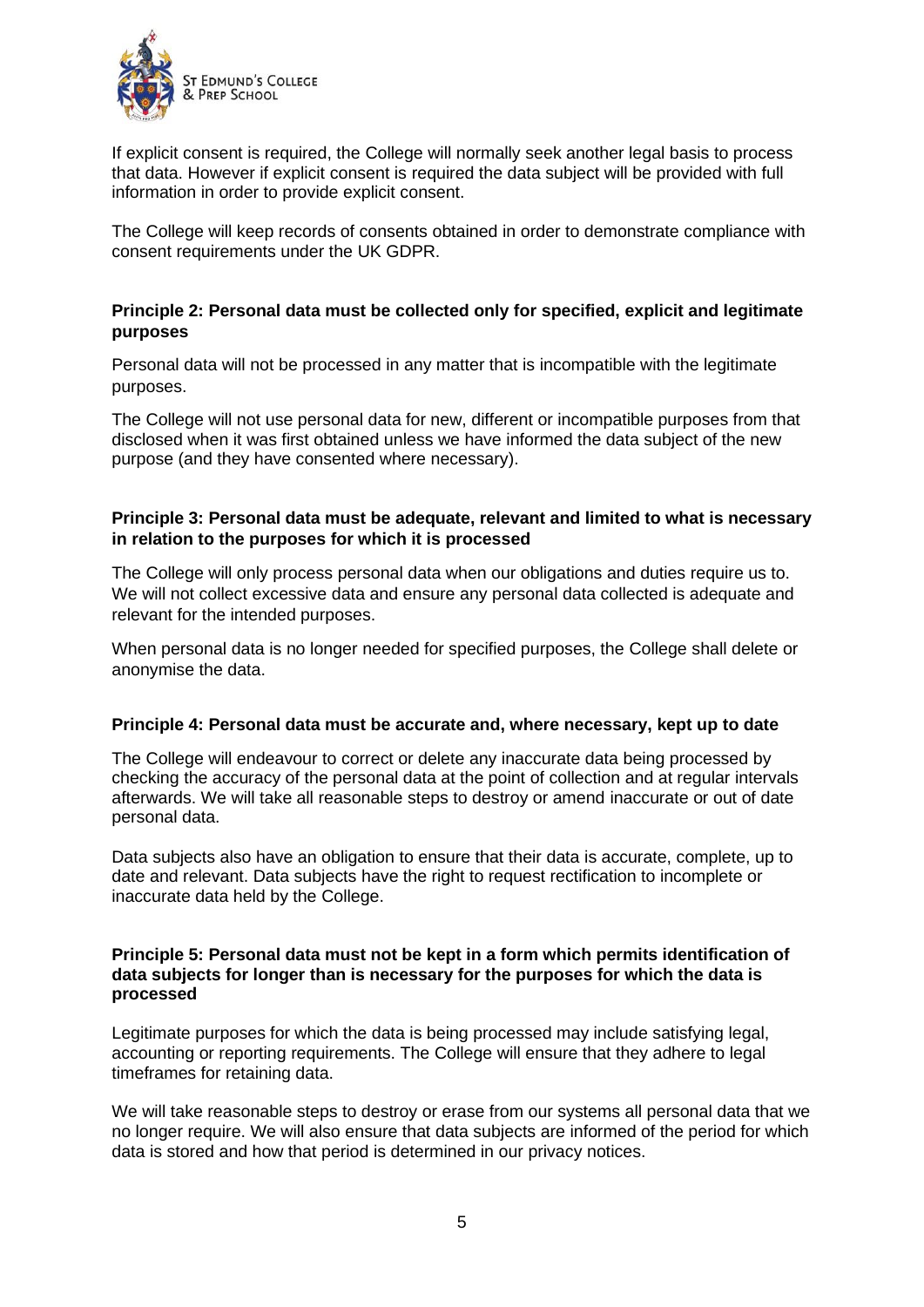If explicit consent is required, the College will normally seek another legal basis to process that data. However if explicit consent is required the data subject will be provided with full information in order to provide explicit consent.

The College will keep records of consents obtained in order to demonstrate compliance with consent requirements under the UK GDPR.

**Principle 2: Personal data must be collected only for specified, explicit and legitimate purposes**

Personal data will not be processed in any matter that is incompatible with the legitimate purposes.

The College will not use personal data for new, different or incompatible purposes from that disclosed when it was first obtained unless we have informed the data subject of the new purpose (and they have consented where necessary).

**Principle 3: Personal data must be adequate, relevant and limited to what is necessary in relation to the purposes for which it is processed**

The College will only process personal data when our obligations and duties require us to. We will not collect excessive data and ensure any personal data collected is adequate and relevant for the intended purposes.

When personal data is no longer needed for specified purposes, the College shall delete or anonymise the data.

**Principle 4: Personal data must be accurate and, where necessary, kept up to date**

The College will endeavour to correct or delete any inaccurate data being processed by checking the accuracy of the personal data at the point of collection and at regular intervals afterwards. We will take all reasonable steps to destroy or amend inaccurate or out of date personal data.

Data subjects also have an obligation to ensure that their data is accurate, complete, up to date and relevant. Data subjects have the right to request rectification to incomplete or inaccurate data held by the College.

**Principle 5: Personal data must not be kept in a form which permits identification of data subjects for longer than is necessary for the purposes for which the data is processed**

Legitimate purposes for which the data is being processed may include satisfying legal, accounting or reporting requirements. The College will ensure that they adhere to legal timeframes for retaining data.

We will take reasonable steps to destroy or erase from our systems all personal data that we no longer require. We will also ensure that data subjects are informed of the period for which data is stored and how that period is determined in our privacy notices.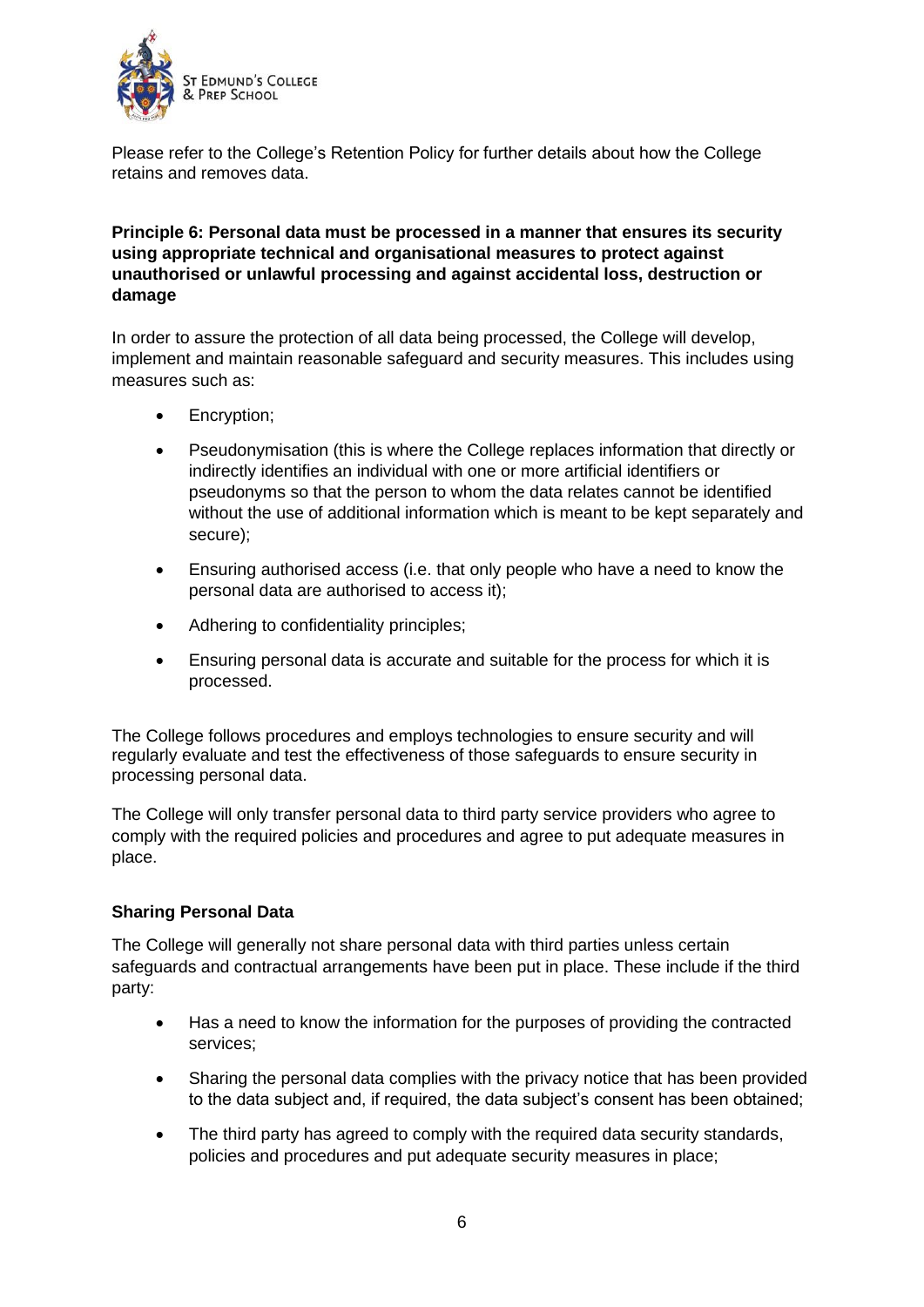Please refer to the College's Retention Policy for further details about how the College retains and removes data.

**Principle 6: Personal data must be processed in a manner that ensures its security using appropriate technical and organisational measures to protect against unauthorised or unlawful processing and against accidental loss, destruction or damage**

In order to assure the protection of all data being processed, the College will develop, implement and maintain reasonable safeguard and security measures. This includes using measures such as:

- Encryption;
- Pseudonymisation (this is where the College replaces information that directly or indirectly identifies an individual with one or more artificial identifiers or pseudonyms so that the person to whom the data relates cannot be identified without the use of additional information which is meant to be kept separately and secure);
- Ensuring authorised access (i.e. that only people who have a need to know the personal data are authorised to access it);
- Adhering to confidentiality principles;
- Ensuring personal data is accurate and suitable for the process for which it is processed.

The College follows procedures and employs technologies to ensure security and will regularly evaluate and test the effectiveness of those safeguards to ensure security in processing personal data.

The College will only transfer personal data to third party service providers who agree to comply with the required policies and procedures and agree to put adequate measures in place.

**Sharing Personal Data**

The College will generally not share personal data with third parties unless certain safeguards and contractual arrangements have been put in place. These include if the third party:

- Has a need to know the information for the purposes of providing the contracted services;
- Sharing the personal data complies with the privacy notice that has been provided to the data subject and, if required, the data subject's consent has been obtained;
- The third party has agreed to comply with the required data security standards, policies and procedures and put adequate security measures in place;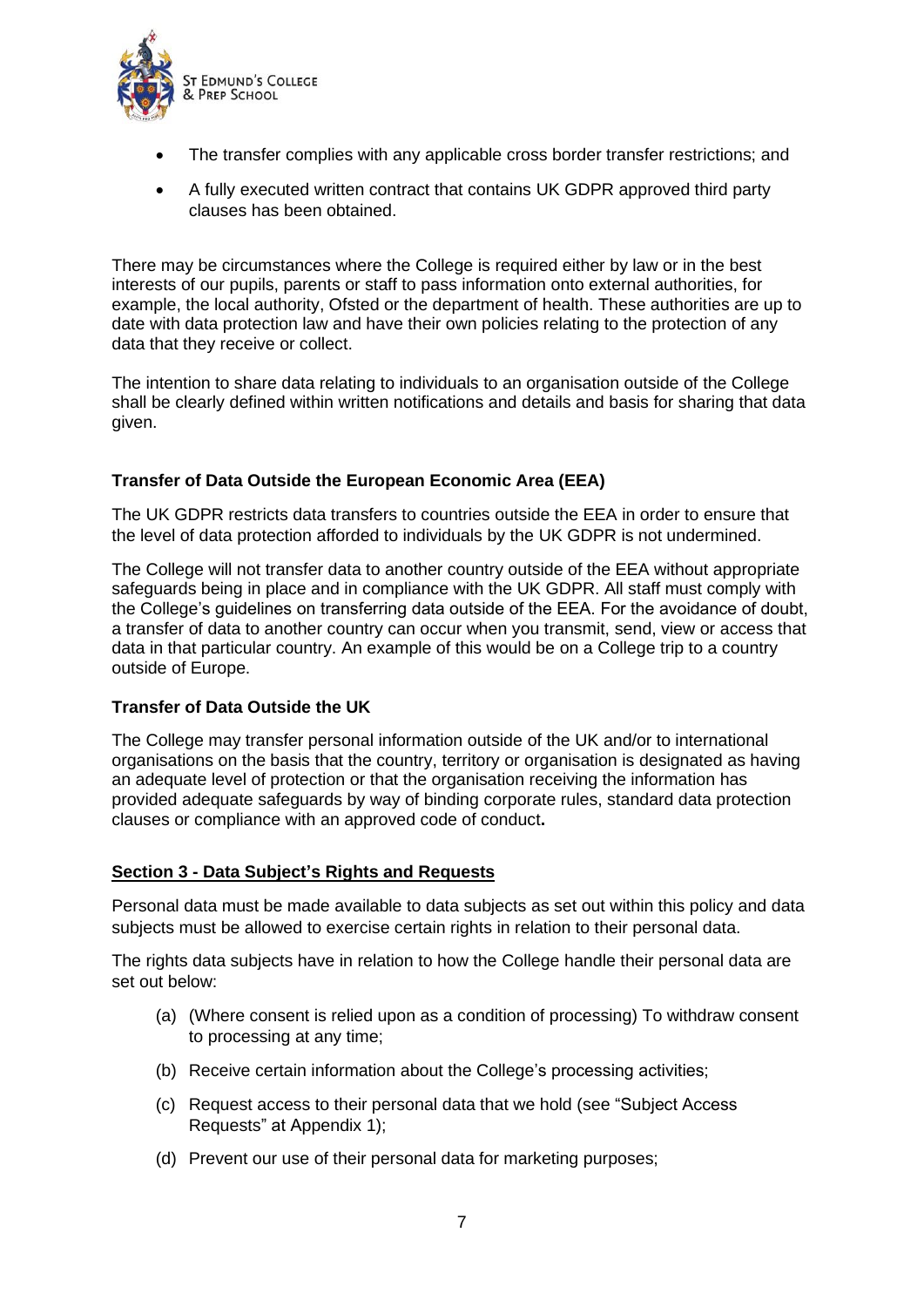- The transfer complies with any applicable cross border transfer restrictions; and
- A fully executed written contract that contains UK GDPR approved third party clauses has been obtained.

There may be circumstances where the College is required either by law or in the best interests of our pupils, parents or staff to pass information onto external authorities, for example, the local authority, Ofsted or the department of health. These authorities are up to date with data protection law and have their own policies relating to the protection of any data that they receive or collect.

The intention to share data relating to individuals to an organisation outside of the College shall be clearly defined within written notifications and details and basis for sharing that data given.

**Transfer of Data Outside the European Economic Area (EEA)**

The UK GDPR restricts data transfers to countries outside the EEA in order to ensure that the level of data protection afforded to individuals by the UK GDPR is not undermined.

The College will not transfer data to another country outside of the EEA without appropriate safeguards being in place and in compliance with the UK GDPR. All staff must comply with the College's guidelines on transferring data outside of the EEA. For the avoidance of doubt, a transfer of data to another country can occur when you transmit, send, view or access that data in that particular country. An example of this would be on a College trip to a country outside of Europe.

**Transfer of Data Outside the UK**

The College may transfer personal information outside of the UK and/or to international organisations on the basis that the country, territory or organisation is designated as having an adequate level of protection or that the organisation receiving the information has provided adequate safeguards by way of binding corporate rules, standard data protection clauses or compliance with an approved code of conduct**.**

## Section 3 - Data Subject's Rights and Requests

Personal data must be made available to data subjects as set out within this policy and data subjects must be allowed to exercise certain rights in relation to their personal data.

The rights data subjects have in relation to how the College handle their personal data are set out below:

(a) (Where consent is relied upon as a condition of processing) To withdraw consent to processing at any time;

(b) Receive certain information about the College's processing activities;

(c) Request access to their personal data that we hold (see "Subject Access Requests" at Appendix 1);

(d) Prevent our use of their personal data for marketing purposes;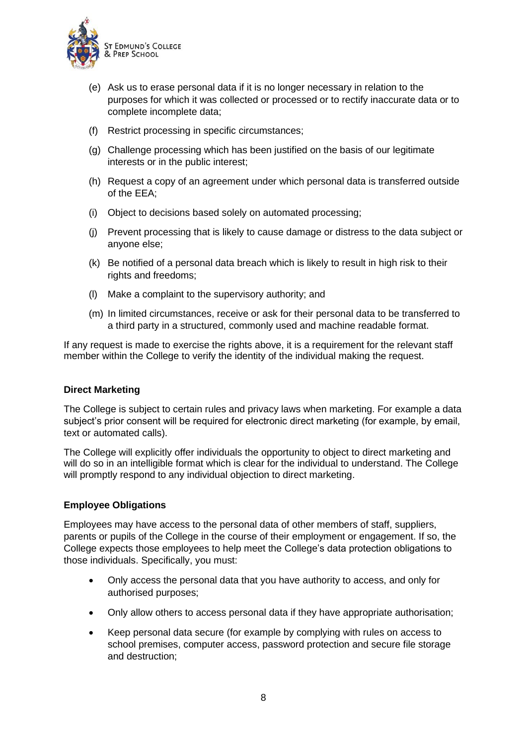(e) Ask us to erase personal data if it is no longer necessary in relation to the purposes for which it was collected or processed or to rectify inaccurate data or to complete incomplete data;

(f) Restrict processing in specific circumstances;

(g) Challenge processing which has been justified on the basis of our legitimate interests or in the public interest;

(h) Request a copy of an agreement under which personal data is transferred outside of the EEA;

(i) Object to decisions based solely on automated processing;

(j) Prevent processing that is likely to cause damage or distress to the data subject or anyone else;

(k) Be notified of a personal data breach which is likely to result in high risk to their rights and freedoms;

(l) Make a complaint to the supervisory authority; and

(m) In limited circumstances, receive or ask for their personal data to be transferred to a third party in a structured, commonly used and machine readable format.

If any request is made to exercise the rights above, it is a requirement for the relevant staff member within the College to verify the identity of the individual making the request.

**Direct Marketing**

The College is subject to certain rules and privacy laws when marketing. For example a data subject's prior consent will be required for electronic direct marketing (for example, by email, text or automated calls).

The College will explicitly offer individuals the opportunity to object to direct marketing and will do so in an intelligible format which is clear for the individual to understand. The College will promptly respond to any individual objection to direct marketing.

**Employee Obligations**

Employees may have access to the personal data of other members of staff, suppliers, parents or pupils of the College in the course of their employment or engagement. If so, the College expects those employees to help meet the College's data protection obligations to those individuals. Specifically, you must:

- Only access the personal data that you have authority to access, and only for authorised purposes;
- Only allow others to access personal data if they have appropriate authorisation;
- Keep personal data secure (for example by complying with rules on access to school premises, computer access, password protection and secure file storage and destruction;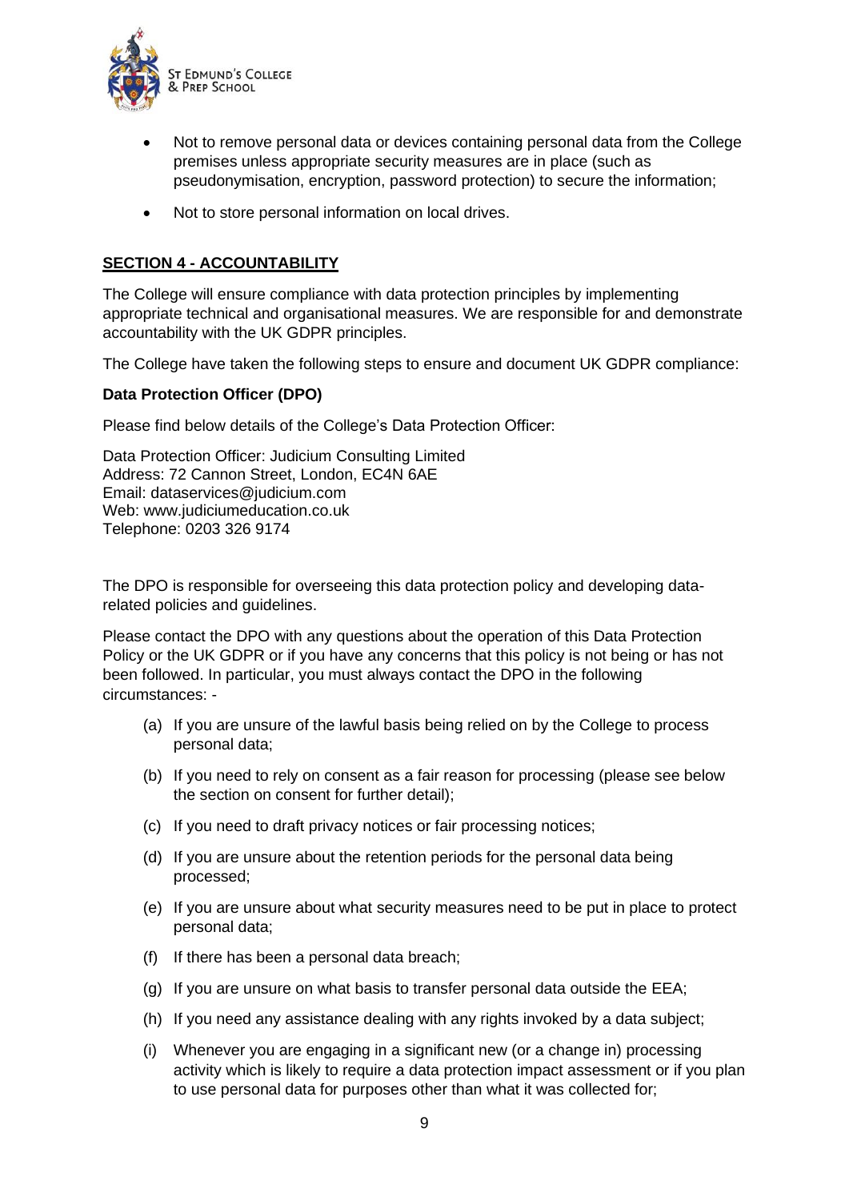- Not to remove personal data or devices containing personal data from the College premises unless appropriate security measures are in place (such as pseudonymisation, encryption, password protection) to secure the information;
- Not to store personal information on local drives.

## SECTION 4 - ACCOUNTABILITY

The College will ensure compliance with data protection principles by implementing appropriate technical and organisational measures. We are responsible for and demonstrate accountability with the UK GDPR principles.

The College have taken the following steps to ensure and document UK GDPR compliance:

**Data Protection Officer (DPO)**

Please find below details of the College's Data Protection Officer:

Data Protection Officer: Judicium Consulting Limited
Address: 72 Cannon Street, London, EC4N 6AE
Email: dataservices@judicium.com
Web: www.judiciumeducation.co.uk
Telephone: 0203 326 9174

The DPO is responsible for overseeing this data protection policy and developing data-related policies and guidelines.

Please contact the DPO with any questions about the operation of this Data Protection Policy or the UK GDPR or if you have any concerns that this policy is not being or has not been followed. In particular, you must always contact the DPO in the following circumstances: -

(a) If you are unsure of the lawful basis being relied on by the College to process personal data;

(b) If you need to rely on consent as a fair reason for processing (please see below the section on consent for further detail);

(c) If you need to draft privacy notices or fair processing notices;

(d) If you are unsure about the retention periods for the personal data being processed;

(e) If you are unsure about what security measures need to be put in place to protect personal data;

(f) If there has been a personal data breach;

(g) If you are unsure on what basis to transfer personal data outside the EEA;

(h) If you need any assistance dealing with any rights invoked by a data subject;

(i) Whenever you are engaging in a significant new (or a change in) processing activity which is likely to require a data protection impact assessment or if you plan to use personal data for purposes other than what it was collected for;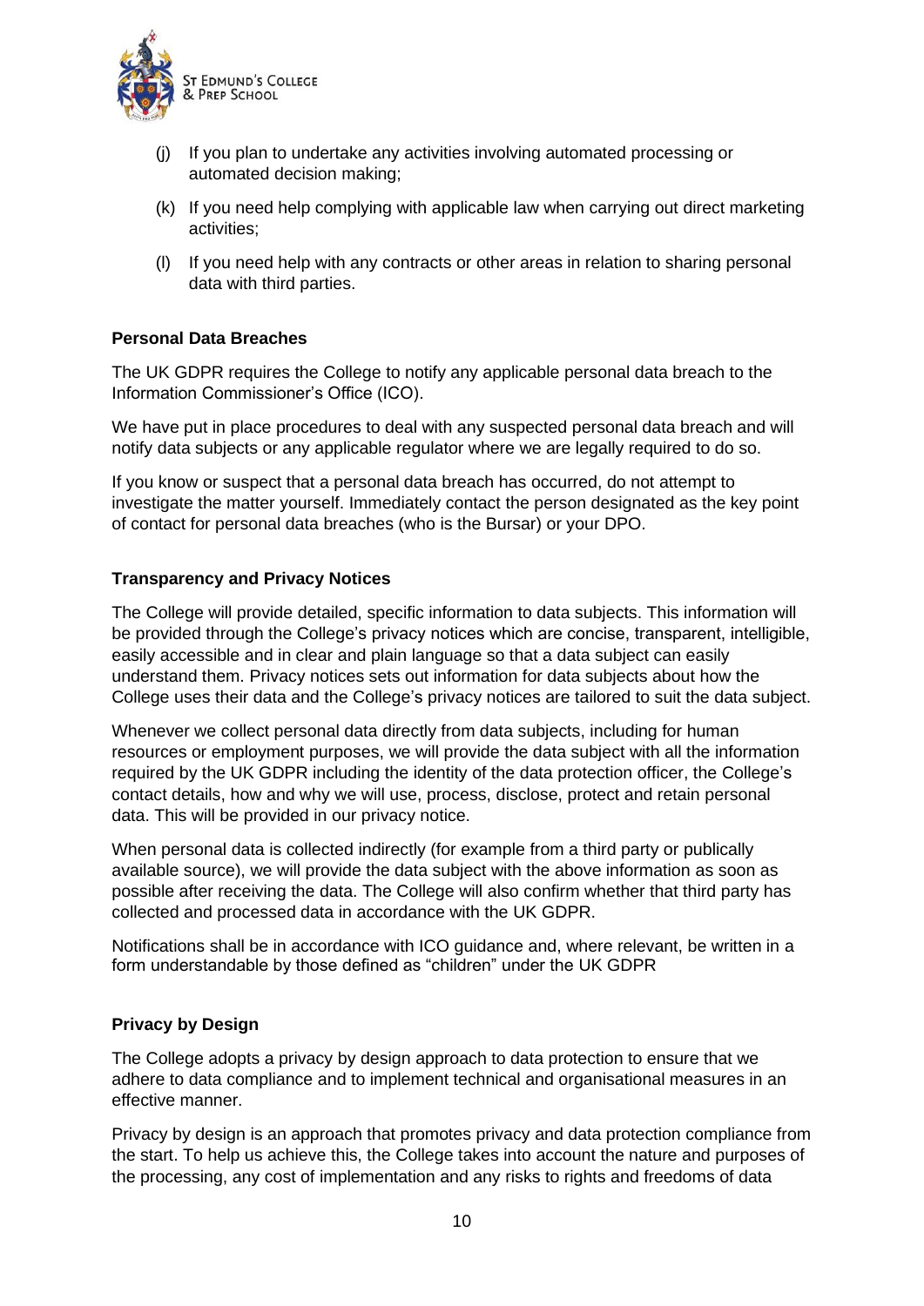(j) If you plan to undertake any activities involving automated processing or automated decision making;

(k) If you need help complying with applicable law when carrying out direct marketing activities;

(l) If you need help with any contracts or other areas in relation to sharing personal data with third parties.

**Personal Data Breaches**

The UK GDPR requires the College to notify any applicable personal data breach to the Information Commissioner's Office (ICO).

We have put in place procedures to deal with any suspected personal data breach and will notify data subjects or any applicable regulator where we are legally required to do so.

If you know or suspect that a personal data breach has occurred, do not attempt to investigate the matter yourself. Immediately contact the person designated as the key point of contact for personal data breaches (who is the Bursar) or your DPO.

**Transparency and Privacy Notices**

The College will provide detailed, specific information to data subjects. This information will be provided through the College's privacy notices which are concise, transparent, intelligible, easily accessible and in clear and plain language so that a data subject can easily understand them. Privacy notices sets out information for data subjects about how the College uses their data and the College's privacy notices are tailored to suit the data subject.

Whenever we collect personal data directly from data subjects, including for human resources or employment purposes, we will provide the data subject with all the information required by the UK GDPR including the identity of the data protection officer, the College's contact details, how and why we will use, process, disclose, protect and retain personal data. This will be provided in our privacy notice.

When personal data is collected indirectly (for example from a third party or publically available source), we will provide the data subject with the above information as soon as possible after receiving the data. The College will also confirm whether that third party has collected and processed data in accordance with the UK GDPR.

Notifications shall be in accordance with ICO guidance and, where relevant, be written in a form understandable by those defined as "children" under the UK GDPR

**Privacy by Design**

The College adopts a privacy by design approach to data protection to ensure that we adhere to data compliance and to implement technical and organisational measures in an effective manner.

Privacy by design is an approach that promotes privacy and data protection compliance from the start. To help us achieve this, the College takes into account the nature and purposes of the processing, any cost of implementation and any risks to rights and freedoms of data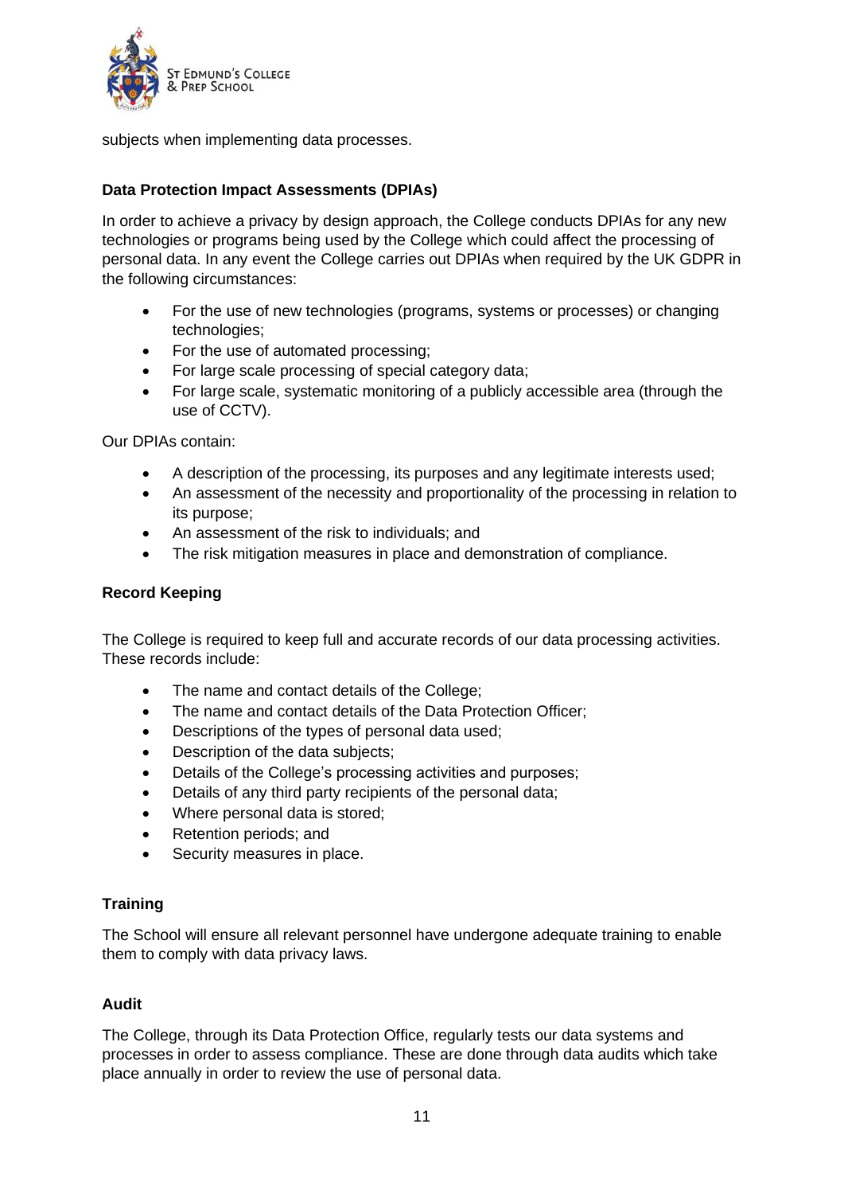subjects when implementing data processes.

**Data Protection Impact Assessments (DPIAs)**

In order to achieve a privacy by design approach, the College conducts DPIAs for any new technologies or programs being used by the College which could affect the processing of personal data. In any event the College carries out DPIAs when required by the UK GDPR in the following circumstances:

- For the use of new technologies (programs, systems or processes) or changing technologies;
- For the use of automated processing;
- For large scale processing of special category data;
- For large scale, systematic monitoring of a publicly accessible area (through the use of CCTV).

Our DPIAs contain:

- A description of the processing, its purposes and any legitimate interests used;
- An assessment of the necessity and proportionality of the processing in relation to its purpose;
- An assessment of the risk to individuals; and
- The risk mitigation measures in place and demonstration of compliance.

**Record Keeping**

The College is required to keep full and accurate records of our data processing activities. These records include:

- The name and contact details of the College;
- The name and contact details of the Data Protection Officer;
- Descriptions of the types of personal data used;
- Description of the data subjects;
- Details of the College's processing activities and purposes;
- Details of any third party recipients of the personal data;
- Where personal data is stored;
- Retention periods; and
- Security measures in place.

**Training**

The School will ensure all relevant personnel have undergone adequate training to enable them to comply with data privacy laws.

**Audit**

The College, through its Data Protection Office, regularly tests our data systems and processes in order to assess compliance. These are done through data audits which take place annually in order to review the use of personal data.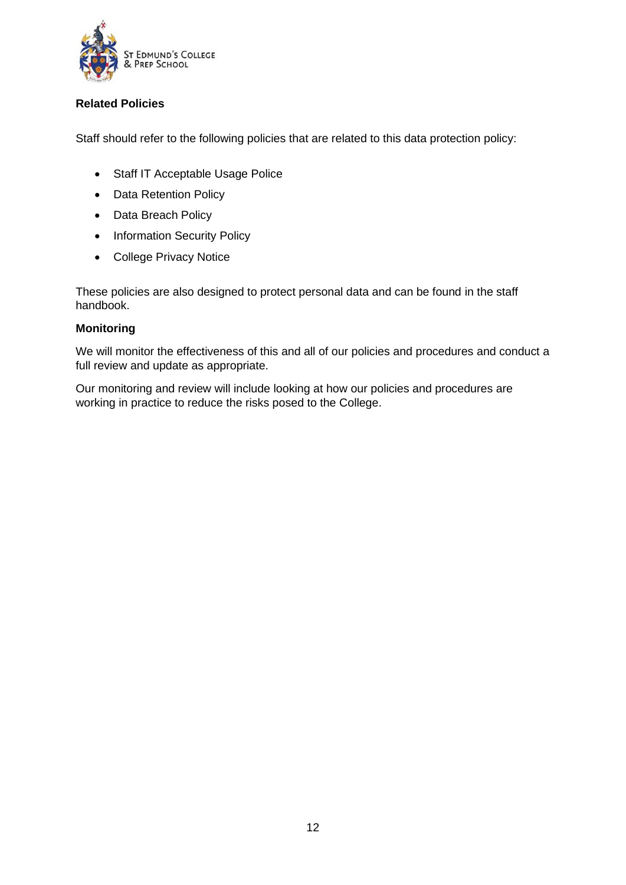**Related Policies**

Staff should refer to the following policies that are related to this data protection policy:

- Staff IT Acceptable Usage Police
- Data Retention Policy
- Data Breach Policy
- Information Security Policy
- College Privacy Notice

These policies are also designed to protect personal data and can be found in the staff handbook.

**Monitoring**

We will monitor the effectiveness of this and all of our policies and procedures and conduct a full review and update as appropriate.

Our monitoring and review will include looking at how our policies and procedures are working in practice to reduce the risks posed to the College.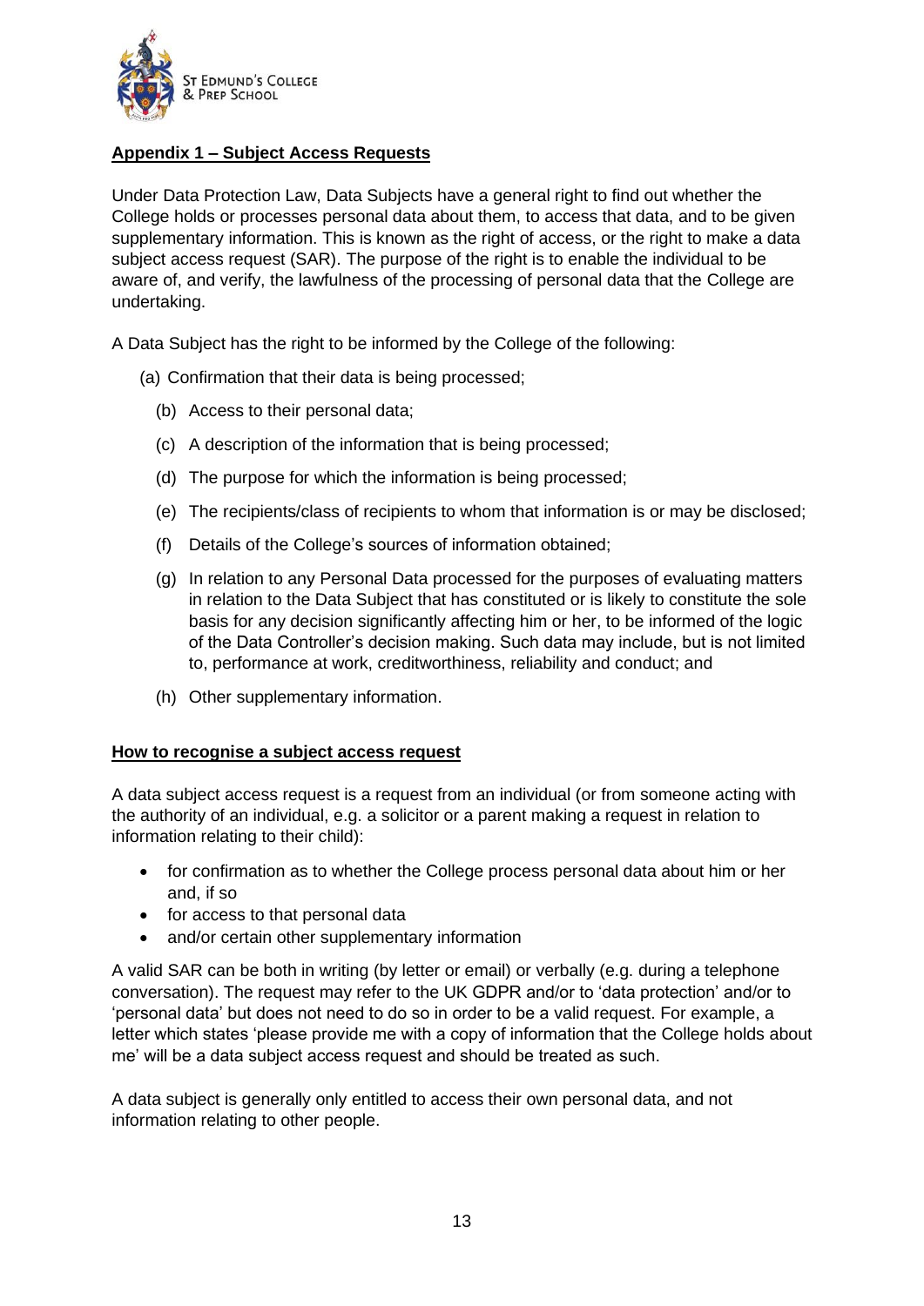## Appendix 1 – Subject Access Requests

Under Data Protection Law, Data Subjects have a general right to find out whether the College holds or processes personal data about them, to access that data, and to be given supplementary information. This is known as the right of access, or the right to make a data subject access request (SAR). The purpose of the right is to enable the individual to be aware of, and verify, the lawfulness of the processing of personal data that the College are undertaking.

A Data Subject has the right to be informed by the College of the following:

(a) Confirmation that their data is being processed;

(b) Access to their personal data;

(c) A description of the information that is being processed;

(d) The purpose for which the information is being processed;

(e) The recipients/class of recipients to whom that information is or may be disclosed;

(f) Details of the College's sources of information obtained;

(g) In relation to any Personal Data processed for the purposes of evaluating matters in relation to the Data Subject that has constituted or is likely to constitute the sole basis for any decision significantly affecting him or her, to be informed of the logic of the Data Controller's decision making. Such data may include, but is not limited to, performance at work, creditworthiness, reliability and conduct; and

(h) Other supplementary information.

### How to recognise a subject access request

A data subject access request is a request from an individual (or from someone acting with the authority of an individual, e.g. a solicitor or a parent making a request in relation to information relating to their child):

- for confirmation as to whether the College process personal data about him or her and, if so
- for access to that personal data
- and/or certain other supplementary information

A valid SAR can be both in writing (by letter or email) or verbally (e.g. during a telephone conversation). The request may refer to the UK GDPR and/or to 'data protection' and/or to 'personal data' but does not need to do so in order to be a valid request. For example, a letter which states 'please provide me with a copy of information that the College holds about me' will be a data subject access request and should be treated as such.

A data subject is generally only entitled to access their own personal data, and not information relating to other people.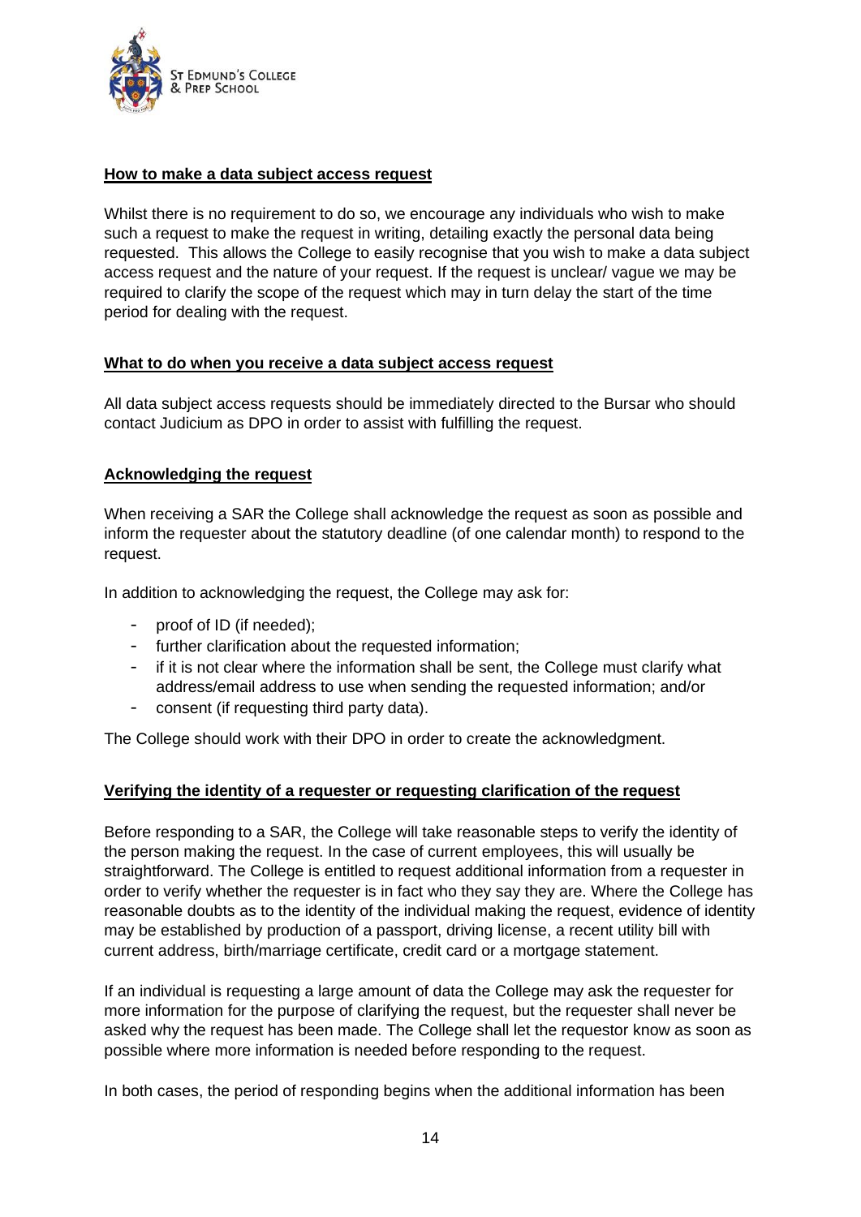**How to make a data subject access request**

Whilst there is no requirement to do so, we encourage any individuals who wish to make such a request to make the request in writing, detailing exactly the personal data being requested. This allows the College to easily recognise that you wish to make a data subject access request and the nature of your request. If the request is unclear/ vague we may be required to clarify the scope of the request which may in turn delay the start of the time period for dealing with the request.

**What to do when you receive a data subject access request**

All data subject access requests should be immediately directed to the Bursar who should contact Judicium as DPO in order to assist with fulfilling the request.

**Acknowledging the request**

When receiving a SAR the College shall acknowledge the request as soon as possible and inform the requester about the statutory deadline (of one calendar month) to respond to the request.

In addition to acknowledging the request, the College may ask for:

- proof of ID (if needed);
- further clarification about the requested information;
- if it is not clear where the information shall be sent, the College must clarify what address/email address to use when sending the requested information; and/or
- consent (if requesting third party data).

The College should work with their DPO in order to create the acknowledgment.

**Verifying the identity of a requester or requesting clarification of the request**

Before responding to a SAR, the College will take reasonable steps to verify the identity of the person making the request. In the case of current employees, this will usually be straightforward. The College is entitled to request additional information from a requester in order to verify whether the requester is in fact who they say they are. Where the College has reasonable doubts as to the identity of the individual making the request, evidence of identity may be established by production of a passport, driving license, a recent utility bill with current address, birth/marriage certificate, credit card or a mortgage statement.

If an individual is requesting a large amount of data the College may ask the requester for more information for the purpose of clarifying the request, but the requester shall never be asked why the request has been made. The College shall let the requestor know as soon as possible where more information is needed before responding to the request.

In both cases, the period of responding begins when the additional information has been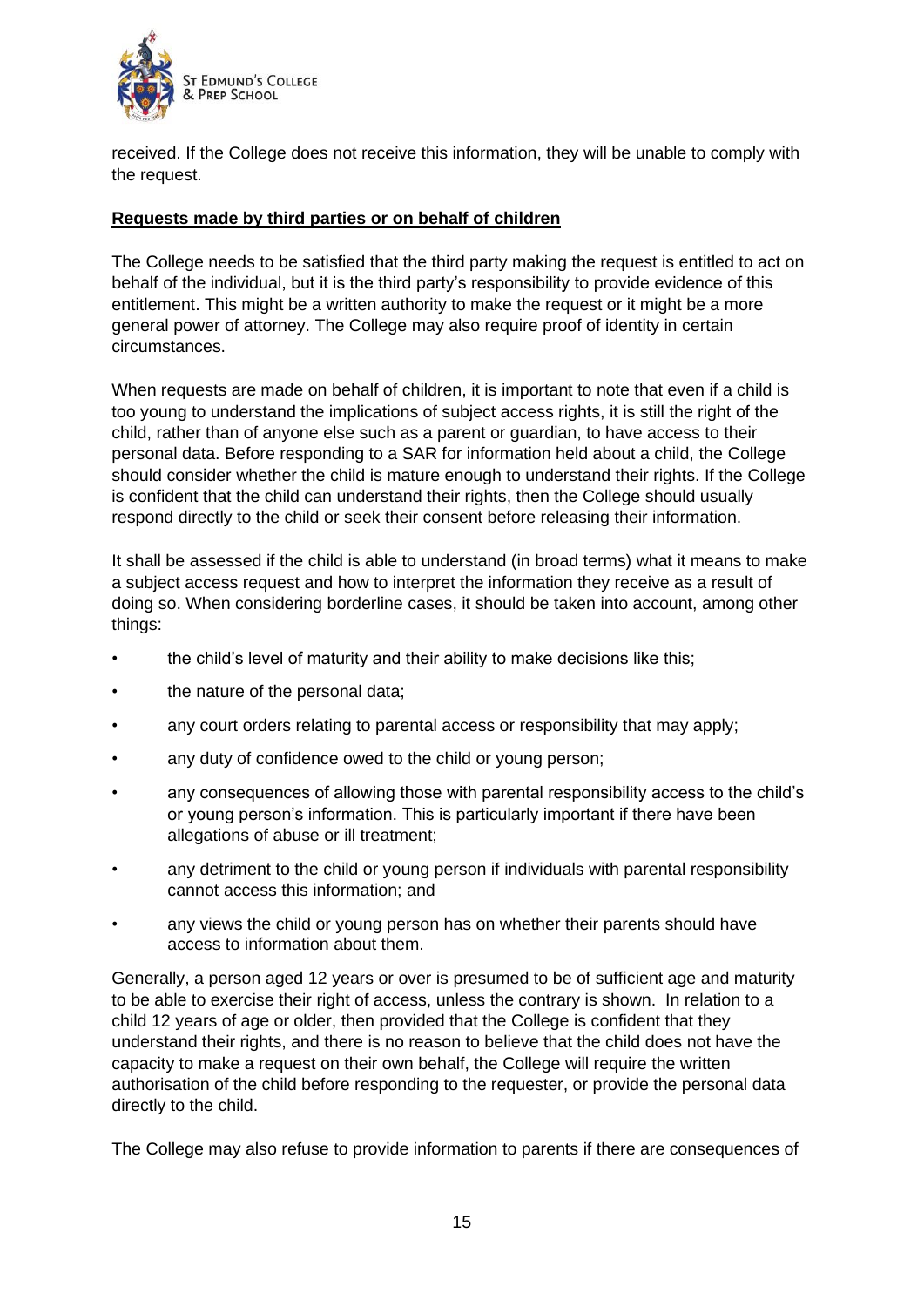received. If the College does not receive this information, they will be unable to comply with the request.

**Requests made by third parties or on behalf of children**

The College needs to be satisfied that the third party making the request is entitled to act on behalf of the individual, but it is the third party's responsibility to provide evidence of this entitlement. This might be a written authority to make the request or it might be a more general power of attorney. The College may also require proof of identity in certain circumstances.

When requests are made on behalf of children, it is important to note that even if a child is too young to understand the implications of subject access rights, it is still the right of the child, rather than of anyone else such as a parent or guardian, to have access to their personal data. Before responding to a SAR for information held about a child, the College should consider whether the child is mature enough to understand their rights. If the College is confident that the child can understand their rights, then the College should usually respond directly to the child or seek their consent before releasing their information.

It shall be assessed if the child is able to understand (in broad terms) what it means to make a subject access request and how to interpret the information they receive as a result of doing so. When considering borderline cases, it should be taken into account, among other things:

- the child's level of maturity and their ability to make decisions like this;
- the nature of the personal data;
- any court orders relating to parental access or responsibility that may apply;
- any duty of confidence owed to the child or young person;
- any consequences of allowing those with parental responsibility access to the child's or young person's information. This is particularly important if there have been allegations of abuse or ill treatment;
- any detriment to the child or young person if individuals with parental responsibility cannot access this information; and
- any views the child or young person has on whether their parents should have access to information about them.

Generally, a person aged 12 years or over is presumed to be of sufficient age and maturity to be able to exercise their right of access, unless the contrary is shown. In relation to a child 12 years of age or older, then provided that the College is confident that they understand their rights, and there is no reason to believe that the child does not have the capacity to make a request on their own behalf, the College will require the written authorisation of the child before responding to the requester, or provide the personal data directly to the child.

The College may also refuse to provide information to parents if there are consequences of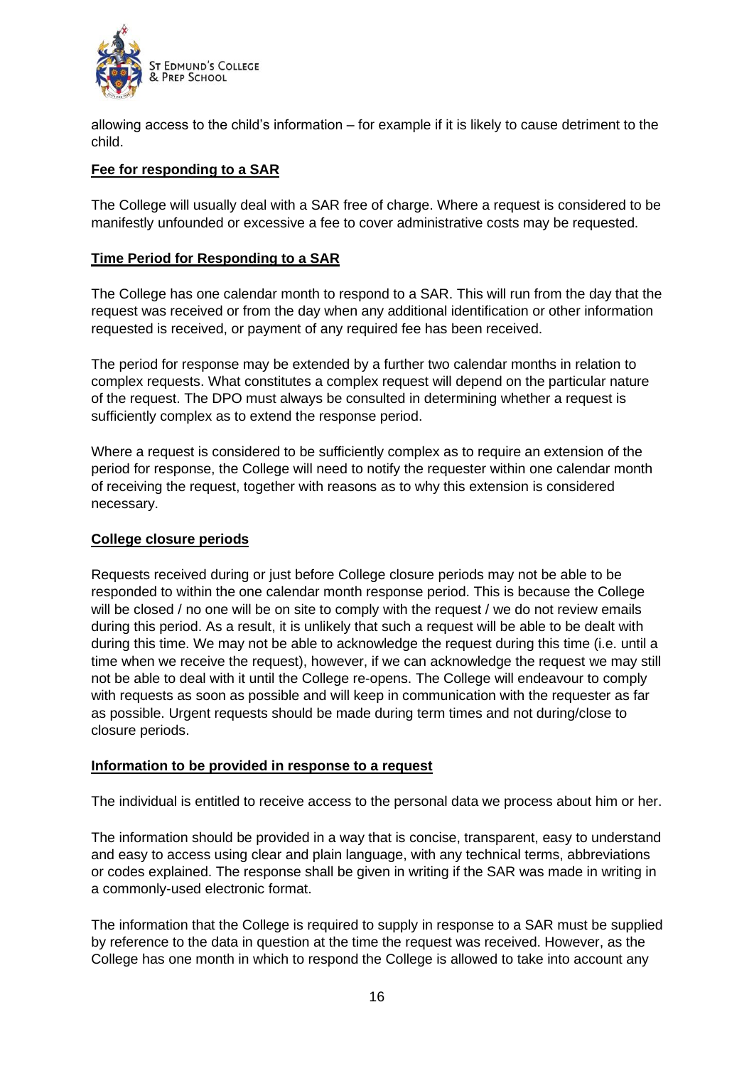allowing access to the child's information – for example if it is likely to cause detriment to the child.

**Fee for responding to a SAR**

The College will usually deal with a SAR free of charge. Where a request is considered to be manifestly unfounded or excessive a fee to cover administrative costs may be requested.

**Time Period for Responding to a SAR**

The College has one calendar month to respond to a SAR. This will run from the day that the request was received or from the day when any additional identification or other information requested is received, or payment of any required fee has been received.

The period for response may be extended by a further two calendar months in relation to complex requests. What constitutes a complex request will depend on the particular nature of the request. The DPO must always be consulted in determining whether a request is sufficiently complex as to extend the response period.

Where a request is considered to be sufficiently complex as to require an extension of the period for response, the College will need to notify the requester within one calendar month of receiving the request, together with reasons as to why this extension is considered necessary.

**College closure periods**

Requests received during or just before College closure periods may not be able to be responded to within the one calendar month response period. This is because the College will be closed / no one will be on site to comply with the request / we do not review emails during this period. As a result, it is unlikely that such a request will be able to be dealt with during this time. We may not be able to acknowledge the request during this time (i.e. until a time when we receive the request), however, if we can acknowledge the request we may still not be able to deal with it until the College re-opens. The College will endeavour to comply with requests as soon as possible and will keep in communication with the requester as far as possible. Urgent requests should be made during term times and not during/close to closure periods.

**Information to be provided in response to a request**

The individual is entitled to receive access to the personal data we process about him or her.

The information should be provided in a way that is concise, transparent, easy to understand and easy to access using clear and plain language, with any technical terms, abbreviations or codes explained. The response shall be given in writing if the SAR was made in writing in a commonly-used electronic format.

The information that the College is required to supply in response to a SAR must be supplied by reference to the data in question at the time the request was received. However, as the College has one month in which to respond the College is allowed to take into account any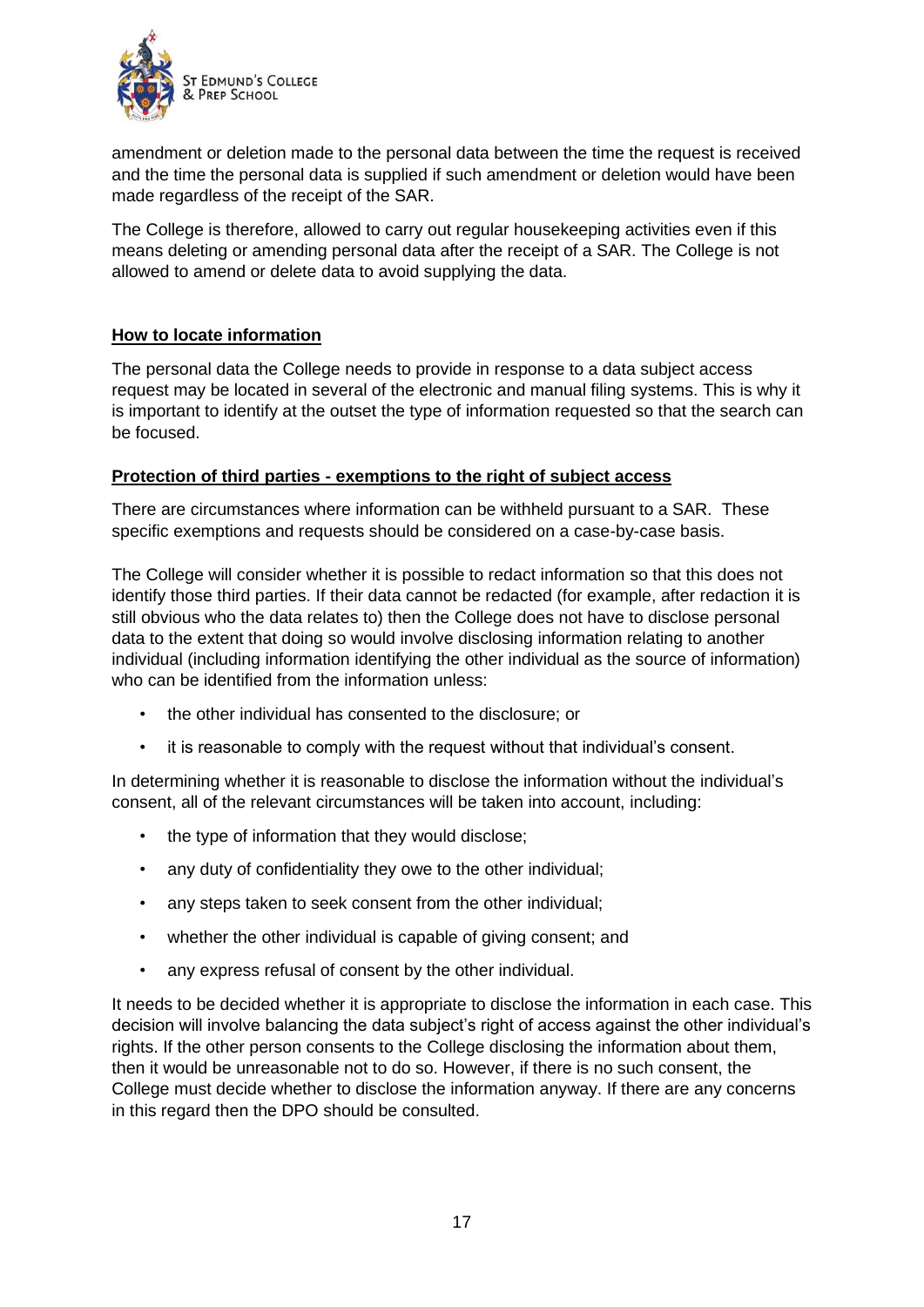amendment or deletion made to the personal data between the time the request is received and the time the personal data is supplied if such amendment or deletion would have been made regardless of the receipt of the SAR.

The College is therefore, allowed to carry out regular housekeeping activities even if this means deleting or amending personal data after the receipt of a SAR. The College is not allowed to amend or delete data to avoid supplying the data.

## How to locate information

The personal data the College needs to provide in response to a data subject access request may be located in several of the electronic and manual filing systems. This is why it is important to identify at the outset the type of information requested so that the search can be focused.

## Protection of third parties - exemptions to the right of subject access

There are circumstances where information can be withheld pursuant to a SAR. These specific exemptions and requests should be considered on a case-by-case basis.

The College will consider whether it is possible to redact information so that this does not identify those third parties. If their data cannot be redacted (for example, after redaction it is still obvious who the data relates to) then the College does not have to disclose personal data to the extent that doing so would involve disclosing information relating to another individual (including information identifying the other individual as the source of information) who can be identified from the information unless:

- the other individual has consented to the disclosure; or
- it is reasonable to comply with the request without that individual's consent.

In determining whether it is reasonable to disclose the information without the individual's consent, all of the relevant circumstances will be taken into account, including:

- the type of information that they would disclose;
- any duty of confidentiality they owe to the other individual;
- any steps taken to seek consent from the other individual;
- whether the other individual is capable of giving consent; and
- any express refusal of consent by the other individual.

It needs to be decided whether it is appropriate to disclose the information in each case. This decision will involve balancing the data subject's right of access against the other individual's rights. If the other person consents to the College disclosing the information about them, then it would be unreasonable not to do so. However, if there is no such consent, the College must decide whether to disclose the information anyway. If there are any concerns in this regard then the DPO should be consulted.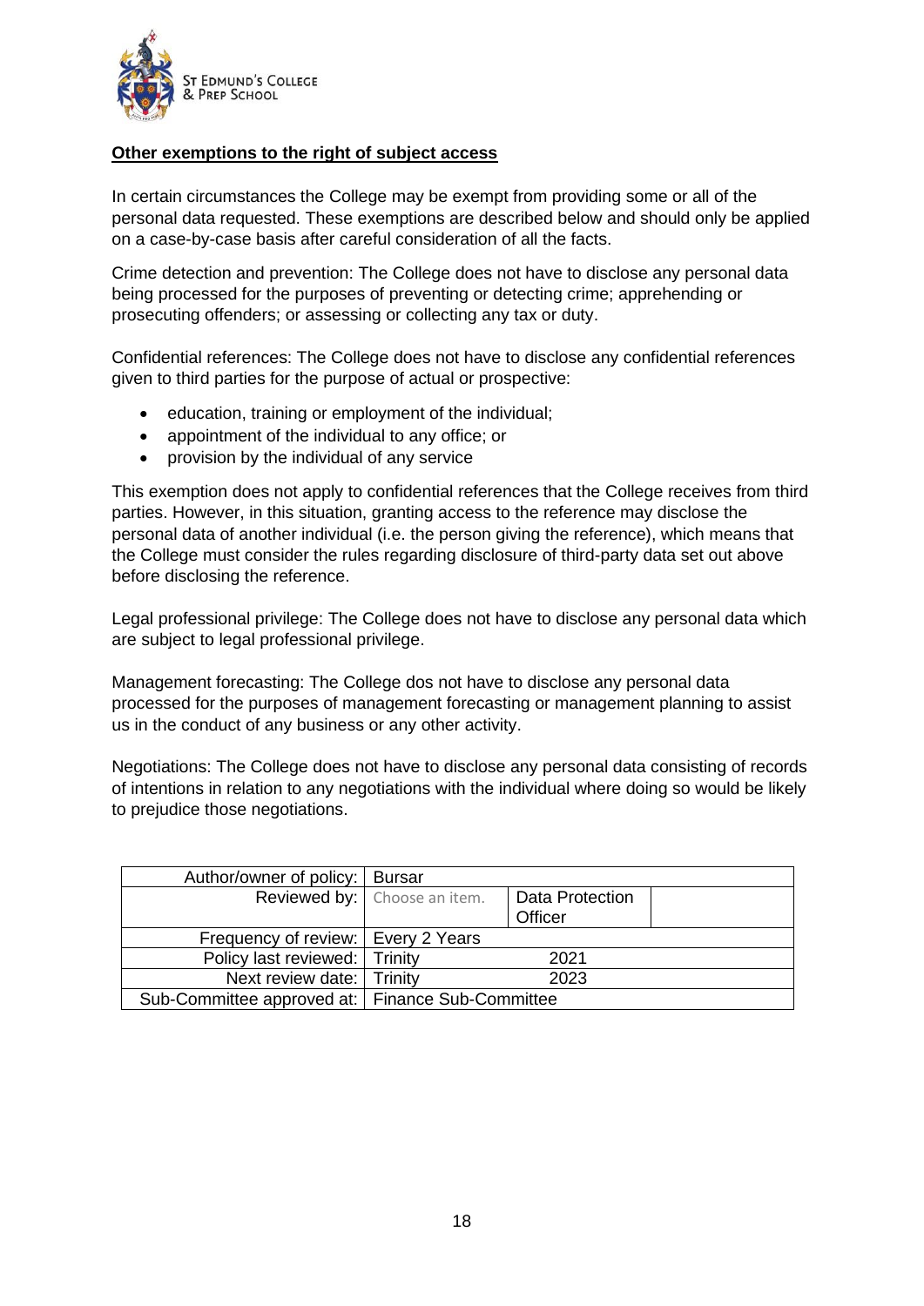**Other exemptions to the right of subject access**

In certain circumstances the College may be exempt from providing some or all of the personal data requested. These exemptions are described below and should only be applied on a case-by-case basis after careful consideration of all the facts.

Crime detection and prevention: The College does not have to disclose any personal data being processed for the purposes of preventing or detecting crime; apprehending or prosecuting offenders; or assessing or collecting any tax or duty.

Confidential references: The College does not have to disclose any confidential references given to third parties for the purpose of actual or prospective:

- education, training or employment of the individual;
- appointment of the individual to any office; or
- provision by the individual of any service

This exemption does not apply to confidential references that the College receives from third parties. However, in this situation, granting access to the reference may disclose the personal data of another individual (i.e. the person giving the reference), which means that the College must consider the rules regarding disclosure of third-party data set out above before disclosing the reference.

Legal professional privilege: The College does not have to disclose any personal data which are subject to legal professional privilege.

Management forecasting: The College dos not have to disclose any personal data processed for the purposes of management forecasting or management planning to assist us in the conduct of any business or any other activity.

Negotiations: The College does not have to disclose any personal data consisting of records of intentions in relation to any negotiations with the individual where doing so would be likely to prejudice those negotiations.

| | | | |
|---|---|---|---|
| Author/owner of policy: | Bursar | | |
| Reviewed by: | Choose an item. | Data Protection Officer | |
| Frequency of review: | Every 2 Years | | |
| Policy last reviewed: | Trinity | 2021 | |
| Next review date: | Trinity | 2023 | |
| Sub-Committee approved at: | Finance Sub-Committee | | |